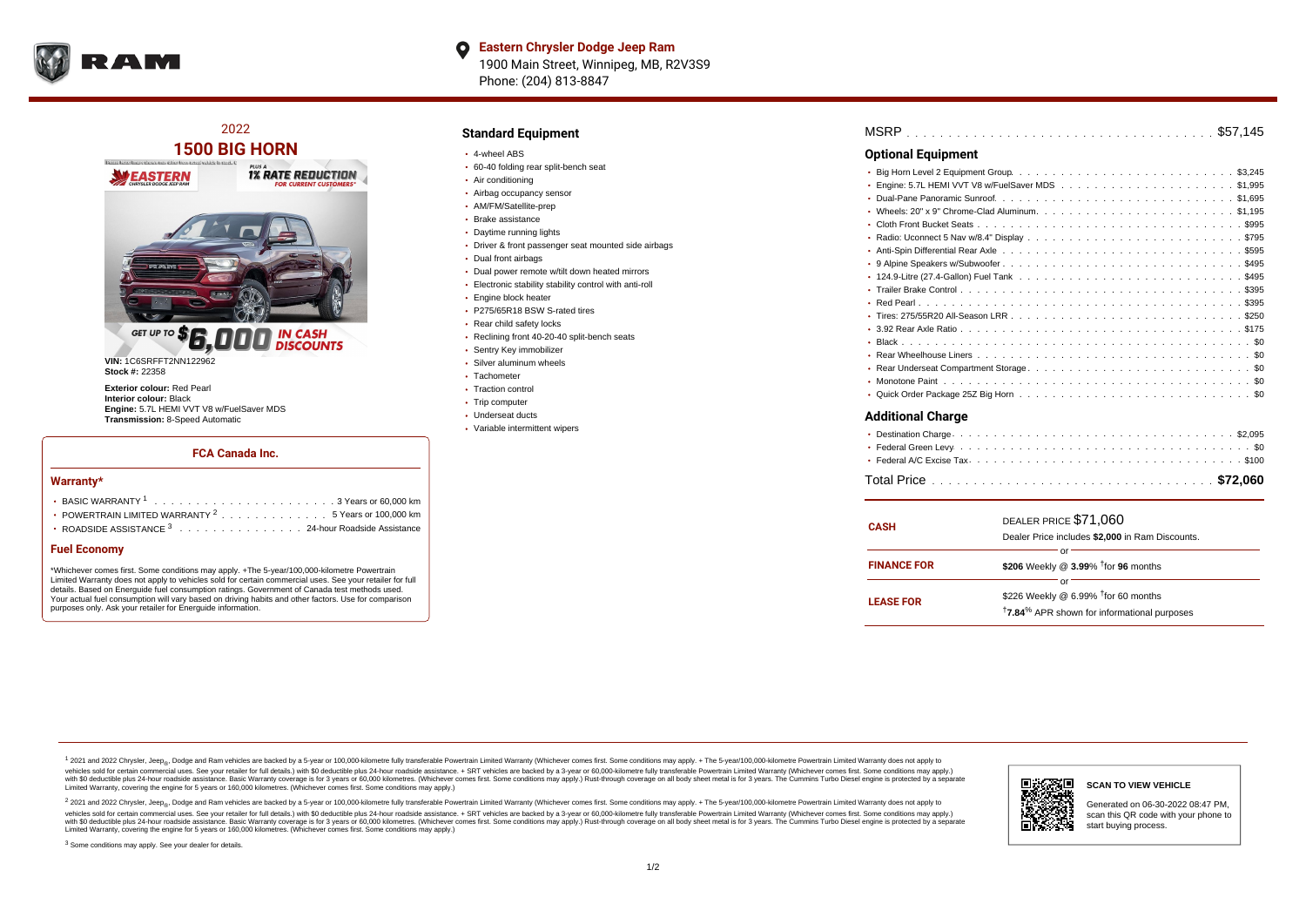**Eastern Chrysler Dodge Jeep Ram**
1900 Main Street, Winnipeg, MB, R2V3S9
Phone: (204) 813-8847

## 2022
## 1500 BIG HORN

GET UP TO $6,000 IN CASH DISCOUNTS

**VIN:** 1C6SRFFT2NN122962
**Stock #:** 22358

**Exterior colour:** Red Pearl
**Interior colour:** Black
**Engine:** 5.7L HEMI VVT V8 w/FuelSaver MDS
**Transmission:** 8-Speed Automatic

### FCA Canada Inc.

#### Warranty*

- BASIC WARRANTY [1] . . . . . . . . . . 3 Years or 60,000 km
- POWERTRAIN LIMITED WARRANTY [2] . . . . . . . . . . 5 Years or 100,000 km
- ROADSIDE ASSISTANCE [3] . . . . . . . . . . 24-hour Roadside Assistance

#### Fuel Economy

*Whichever comes first. Some conditions may apply. +The 5-year/100,000-kilometre Powertrain Limited Warranty does not apply to vehicles sold for certain commercial uses. See your retailer for full details. Based on Energuide fuel consumption ratings. Government of Canada test methods used. Your actual fuel consumption will vary based on driving habits and other factors. Use for comparison purposes only. Ask your retailer for Energuide information.

## Standard Equipment

- 4-wheel ABS
- 60-40 folding rear split-bench seat
- Air conditioning
- Airbag occupancy sensor
- AM/FM/Satellite-prep
- Brake assistance
- Daytime running lights
- Driver & front passenger seat mounted side airbags
- Dual front airbags
- Dual power remote w/tilt down heated mirrors
- Electronic stability stability control with anti-roll
- Engine block heater
- P275/65R18 BSW S-rated tires
- Rear child safety locks
- Reclining front 40-20-40 split-bench seats
- Sentry Key immobilizer
- Silver aluminum wheels
- Tachometer
- Traction control
- Trip computer
- Underseat ducts
- Variable intermittent wipers

MSRP . . . . . . . . . . $57,145

## Optional Equipment

- Big Horn Level 2 Equipment Group . . . . . . . . . . $3,245
- Engine: 5.7L HEMI VVT V8 w/FuelSaver MDS . . . . . . . . . . $1,995
- Dual-Pane Panoramic Sunroof . . . . . . . . . . $1,695
- Wheels: 20" x 9" Chrome-Clad Aluminum . . . . . . . . . . $1,195
- Cloth Front Bucket Seats . . . . . . . . . . $995
- Radio: Uconnect 5 Nav w/8.4" Display . . . . . . . . . . $795
- Anti-Spin Differential Rear Axle . . . . . . . . . . $595
- 9 Alpine Speakers w/Subwoofer . . . . . . . . . . $495
- 124.9-Litre (27.4-Gallon) Fuel Tank . . . . . . . . . . $495
- Trailer Brake Control . . . . . . . . . . $395
- Red Pearl . . . . . . . . . . $395
- Tires: 275/55R20 All-Season LRR . . . . . . . . . . $250
- 3.92 Rear Axle Ratio . . . . . . . . . . $175
- Black . . . . . . . . . . $0
- Rear Wheelhouse Liners . . . . . . . . . . $0
- Rear Underseat Compartment Storage . . . . . . . . . . $0
- Monotone Paint . . . . . . . . . . $0
- Quick Order Package 25Z Big Horn . . . . . . . . . . $0

## Additional Charge

- Destination Charge . . . . . . . . . . $2,095
- Federal Green Levy . . . . . . . . . . $0
- Federal A/C Excise Tax . . . . . . . . . . $100

Total Price . . . . . . . . . . **$72,060**

| | |
|---|---|
| **CASH** | DEALER PRICE $71,060<br>Dealer Price includes **$2,000** in Ram Discounts. |
| | or |
| **FINANCE FOR** | **$206** Weekly @ **3.99**% †for **96** months |
| | or |
| **LEASE FOR** | $226 Weekly @ 6.99% †for 60 months<br>†**7.84**% APR shown for informational purposes |

[1] 2021 and 2022 Chrysler, Jeep®, Dodge and Ram vehicles are backed by a 5-year or 100,000-kilometre fully transferable Powertrain Limited Warranty (Whichever comes first. Some conditions may apply. + The 5-year/100,000-kilometre Powertrain Limited Warranty does not apply to vehicles sold for certain commercial uses. See your retailer for full details.) with $0 deductible plus 24-hour roadside assistance. + SRT vehicles are backed by a 3-year or 60,000-kilometre fully transferable Powertrain Limited Warranty (Whichever comes first. Some conditions may apply.) with $0 deductible plus 24-hour roadside assistance. Basic Warranty coverage is for 3 years or 60,000 kilometres. (Whichever comes first. Some conditions may apply.) Rust-through coverage on all body sheet metal is for 3 years. The Cummins Turbo Diesel engine is protected by a separate Limited Warranty, covering the engine for 5 years or 160,000 kilometres. (Whichever comes first. Some conditions may apply.)

[2] 2021 and 2022 Chrysler, Jeep®, Dodge and Ram vehicles are backed by a 5-year or 100,000-kilometre fully transferable Powertrain Limited Warranty (Whichever comes first. Some conditions may apply. + The 5-year/100,000-kilometre Powertrain Limited Warranty does not apply to vehicles sold for certain commercial uses. See your retailer for full details.) with $0 deductible plus 24-hour roadside assistance. + SRT vehicles are backed by a 3-year or 60,000-kilometre fully transferable Powertrain Limited Warranty (Whichever comes first. Some conditions may apply.) with $0 deductible plus 24-hour roadside assistance. Basic Warranty coverage is for 3 years or 60,000 kilometres. (Whichever comes first. Some conditions may apply.) Rust-through coverage on all body sheet metal is for 3 years. The Cummins Turbo Diesel engine is protected by a separate Limited Warranty, covering the engine for 5 years or 160,000 kilometres. (Whichever comes first. Some conditions may apply.)

[3] Some conditions may apply. See your dealer for details.

**SCAN TO VIEW VEHICLE**

Generated on 06-30-2022 08:47 PM, scan this QR code with your phone to start buying process.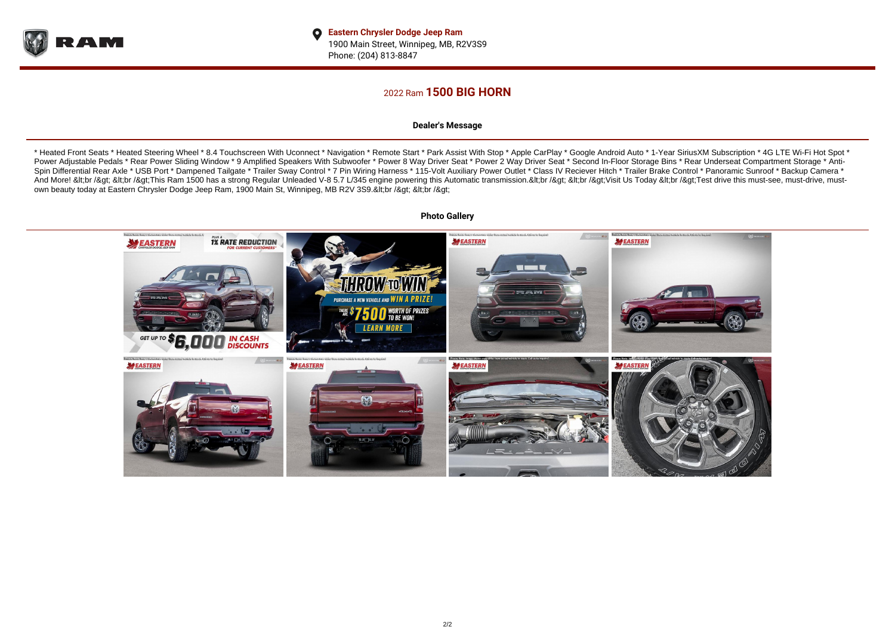**Eastern Chrysler Dodge Jeep Ram**
1900 Main Street, Winnipeg, MB, R2V3S9
Phone: (204) 813-8847

# 2022 Ram **1500 BIG HORN**

## Dealer's Message

* Heated Front Seats * Heated Steering Wheel * 8.4 Touchscreen With Uconnect * Navigation * Remote Start * Park Assist With Stop * Apple CarPlay * Google Android Auto * 1-Year SiriusXM Subscription * 4G LTE Wi-Fi Hot Spot * Power Adjustable Pedals * Rear Power Sliding Window * 9 Amplified Speakers With Subwoofer * Power 8 Way Driver Seat * Power 2 Way Driver Seat * Second In-Floor Storage Bins * Rear Underseat Compartment Storage * Anti-Spin Differential Rear Axle * USB Port * Dampened Tailgate * Trailer Sway Control * 7 Pin Wiring Harness * 115-Volt Auxiliary Power Outlet * Class IV Reciever Hitch * Trailer Brake Control * Panoramic Sunroof * Backup Camera * And More! &lt;br /&gt; &lt;br /&gt;This Ram 1500 has a strong Regular Unleaded V-8 5.7 L/345 engine powering this Automatic transmission.&lt;br /&gt; &lt;br /&gt;Visit Us Today &lt;br /&gt;Test drive this must-see, must-drive, must-own beauty today at Eastern Chrysler Dodge Jeep Ram, 1900 Main St, Winnipeg, MB R2V 3S9.&lt;br /&gt; &lt;br /&gt;

## Photo Gallery